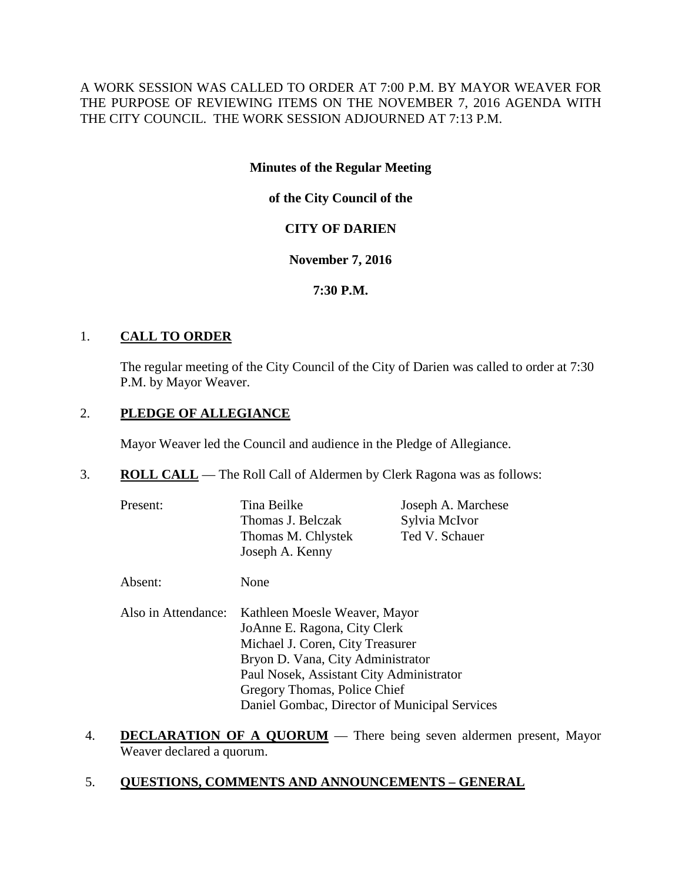A WORK SESSION WAS CALLED TO ORDER AT 7:00 P.M. BY MAYOR WEAVER FOR THE PURPOSE OF REVIEWING ITEMS ON THE NOVEMBER 7, 2016 AGENDA WITH THE CITY COUNCIL. THE WORK SESSION ADJOURNED AT 7:13 P.M.

**Minutes of the Regular Meeting**

**of the City Council of the**

**CITY OF DARIEN**

**November 7, 2016**

**7:30 P.M.**

1. **CALL TO ORDER**

   The regular meeting of the City Council of the City of Darien was called to order at 7:30 P.M. by Mayor Weaver.

2. **PLEDGE OF ALLEGIANCE**

   Mayor Weaver led the Council and audience in the Pledge of Allegiance.

3. **ROLL CALL** — The Roll Call of Aldermen by Clerk Ragona was as follows:

   Present: Tina Beilke, Thomas J. Belczak, Thomas M. Chlystek, Joseph A. Kenny, Joseph A. Marchese, Sylvia McIvor, Ted V. Schauer

   Absent: None

   Also in Attendance:
   - Kathleen Moesle Weaver, Mayor
   - JoAnne E. Ragona, City Clerk
   - Michael J. Coren, City Treasurer
   - Bryon D. Vana, City Administrator
   - Paul Nosek, Assistant City Administrator
   - Gregory Thomas, Police Chief
   - Daniel Gombac, Director of Municipal Services

4. **DECLARATION OF A QUORUM** — There being seven aldermen present, Mayor Weaver declared a quorum.

5. **QUESTIONS, COMMENTS AND ANNOUNCEMENTS – GENERAL**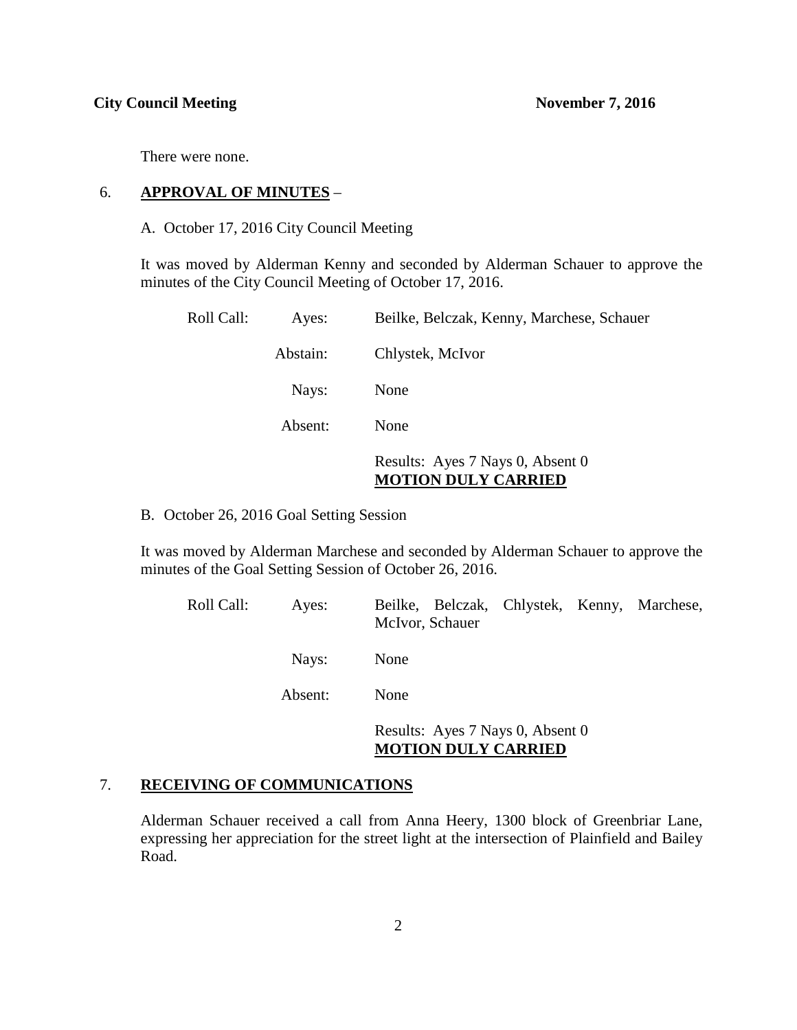There were none.

6. **APPROVAL OF MINUTES** –

A. October 17, 2016 City Council Meeting

It was moved by Alderman Kenny and seconded by Alderman Schauer to approve the minutes of the City Council Meeting of October 17, 2016.

| | | |
|---|---|---|
| Roll Call: | Ayes: | Beilke, Belczak, Kenny, Marchese, Schauer |
| | Abstain: | Chlystek, McIvor |
| | Nays: | None |
| | Absent: | None |
| | | Results: Ayes 7 Nays 0, Absent 0 **MOTION DULY CARRIED** |

B. October 26, 2016 Goal Setting Session

It was moved by Alderman Marchese and seconded by Alderman Schauer to approve the minutes of the Goal Setting Session of October 26, 2016.

| | | |
|---|---|---|
| Roll Call: | Ayes: | Beilke, Belczak, Chlystek, Kenny, Marchese, McIvor, Schauer |
| | Nays: | None |
| | Absent: | None |
| | | Results: Ayes 7 Nays 0, Absent 0 **MOTION DULY CARRIED** |

7. **RECEIVING OF COMMUNICATIONS**

Alderman Schauer received a call from Anna Heery, 1300 block of Greenbriar Lane, expressing her appreciation for the street light at the intersection of Plainfield and Bailey Road.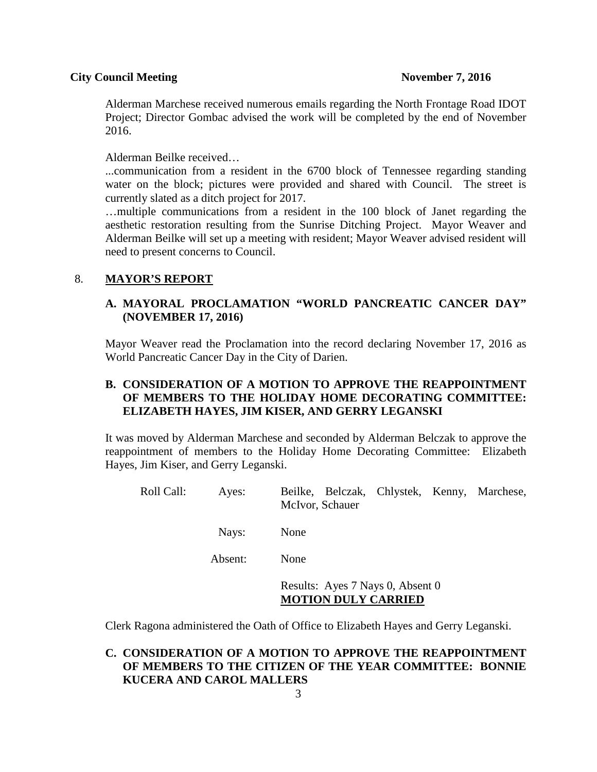Alderman Marchese received numerous emails regarding the North Frontage Road IDOT Project; Director Gombac advised the work will be completed by the end of November 2016.

Alderman Beilke received…

...communication from a resident in the 6700 block of Tennessee regarding standing water on the block; pictures were provided and shared with Council. The street is currently slated as a ditch project for 2017.

…multiple communications from a resident in the 100 block of Janet regarding the aesthetic restoration resulting from the Sunrise Ditching Project. Mayor Weaver and Alderman Beilke will set up a meeting with resident; Mayor Weaver advised resident will need to present concerns to Council.

## 8. MAYOR'S REPORT

### A. MAYORAL PROCLAMATION "WORLD PANCREATIC CANCER DAY" (NOVEMBER 17, 2016)

Mayor Weaver read the Proclamation into the record declaring November 17, 2016 as World Pancreatic Cancer Day in the City of Darien.

### B. CONSIDERATION OF A MOTION TO APPROVE THE REAPPOINTMENT OF MEMBERS TO THE HOLIDAY HOME DECORATING COMMITTEE: ELIZABETH HAYES, JIM KISER, AND GERRY LEGANSKI

It was moved by Alderman Marchese and seconded by Alderman Belczak to approve the reappointment of members to the Holiday Home Decorating Committee: Elizabeth Hayes, Jim Kiser, and Gerry Leganski.

Roll Call: Ayes: Beilke, Belczak, Chlystek, Kenny, Marchese, McIvor, Schauer

Nays: None

Absent: None

Results: Ayes 7 Nays 0, Absent 0
**MOTION DULY CARRIED**

Clerk Ragona administered the Oath of Office to Elizabeth Hayes and Gerry Leganski.

### C. CONSIDERATION OF A MOTION TO APPROVE THE REAPPOINTMENT OF MEMBERS TO THE CITIZEN OF THE YEAR COMMITTEE: BONNIE KUCERA AND CAROL MALLERS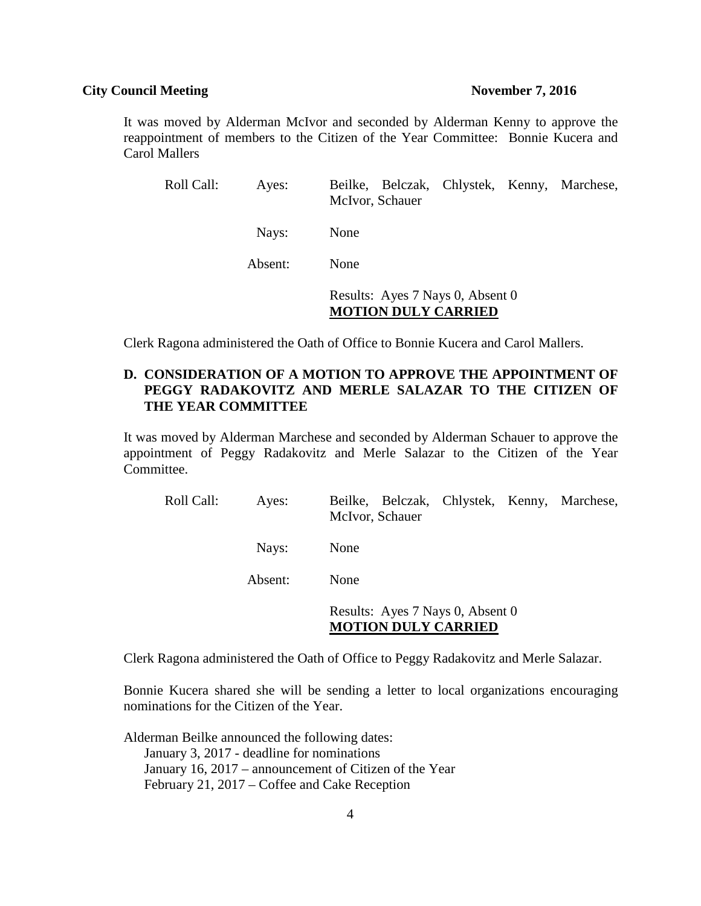It was moved by Alderman McIvor and seconded by Alderman Kenny to approve the reappointment of members to the Citizen of the Year Committee: Bonnie Kucera and Carol Mallers

| Roll Call: | Ayes: | Beilke, Belczak, Chlystek, Kenny, Marchese, McIvor, Schauer |
|---|---|---|
| | Nays: | None |
| | Absent: | None |
| | | Results: Ayes 7 Nays 0, Absent 0 |
| | | **MOTION DULY CARRIED** |

Clerk Ragona administered the Oath of Office to Bonnie Kucera and Carol Mallers.

### D. CONSIDERATION OF A MOTION TO APPROVE THE APPOINTMENT OF PEGGY RADAKOVITZ AND MERLE SALAZAR TO THE CITIZEN OF THE YEAR COMMITTEE

It was moved by Alderman Marchese and seconded by Alderman Schauer to approve the appointment of Peggy Radakovitz and Merle Salazar to the Citizen of the Year Committee.

| Roll Call: | Ayes: | Beilke, Belczak, Chlystek, Kenny, Marchese, McIvor, Schauer |
|---|---|---|
| | Nays: | None |
| | Absent: | None |
| | | Results: Ayes 7 Nays 0, Absent 0 |
| | | **MOTION DULY CARRIED** |

Clerk Ragona administered the Oath of Office to Peggy Radakovitz and Merle Salazar.

Bonnie Kucera shared she will be sending a letter to local organizations encouraging nominations for the Citizen of the Year.

Alderman Beilke announced the following dates:

- January 3, 2017 - deadline for nominations
- January 16, 2017 – announcement of Citizen of the Year
- February 21, 2017 – Coffee and Cake Reception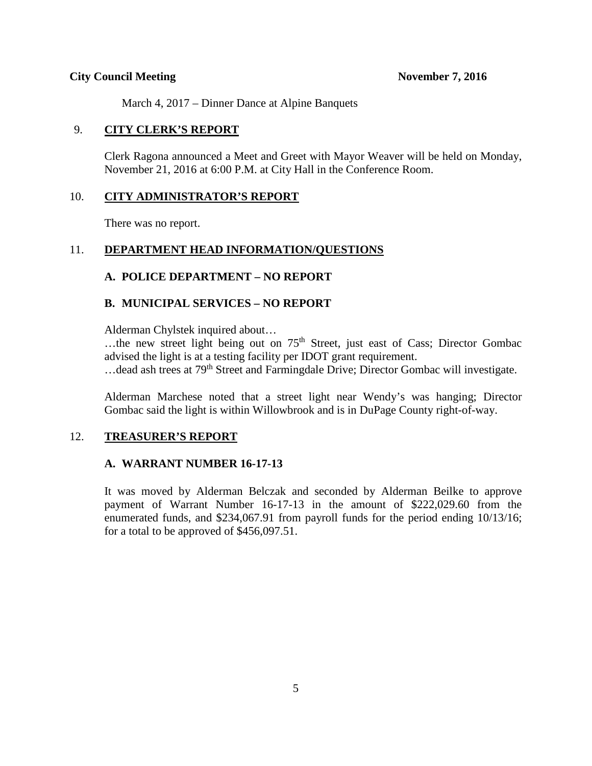March 4, 2017 – Dinner Dance at Alpine Banquets

## 9. CITY CLERK'S REPORT

Clerk Ragona announced a Meet and Greet with Mayor Weaver will be held on Monday, November 21, 2016 at 6:00 P.M. at City Hall in the Conference Room.

## 10. CITY ADMINISTRATOR'S REPORT

There was no report.

## 11. DEPARTMENT HEAD INFORMATION/QUESTIONS

### A. POLICE DEPARTMENT – NO REPORT

### B. MUNICIPAL SERVICES – NO REPORT

Alderman Chylstek inquired about…
…the new street light being out on 75th Street, just east of Cass; Director Gombac advised the light is at a testing facility per IDOT grant requirement.
…dead ash trees at 79th Street and Farmingdale Drive; Director Gombac will investigate.

Alderman Marchese noted that a street light near Wendy's was hanging; Director Gombac said the light is within Willowbrook and is in DuPage County right-of-way.

## 12. TREASURER'S REPORT

### A. WARRANT NUMBER 16-17-13

It was moved by Alderman Belczak and seconded by Alderman Beilke to approve payment of Warrant Number 16-17-13 in the amount of $222,029.60 from the enumerated funds, and $234,067.91 from payroll funds for the period ending 10/13/16; for a total to be approved of $456,097.51.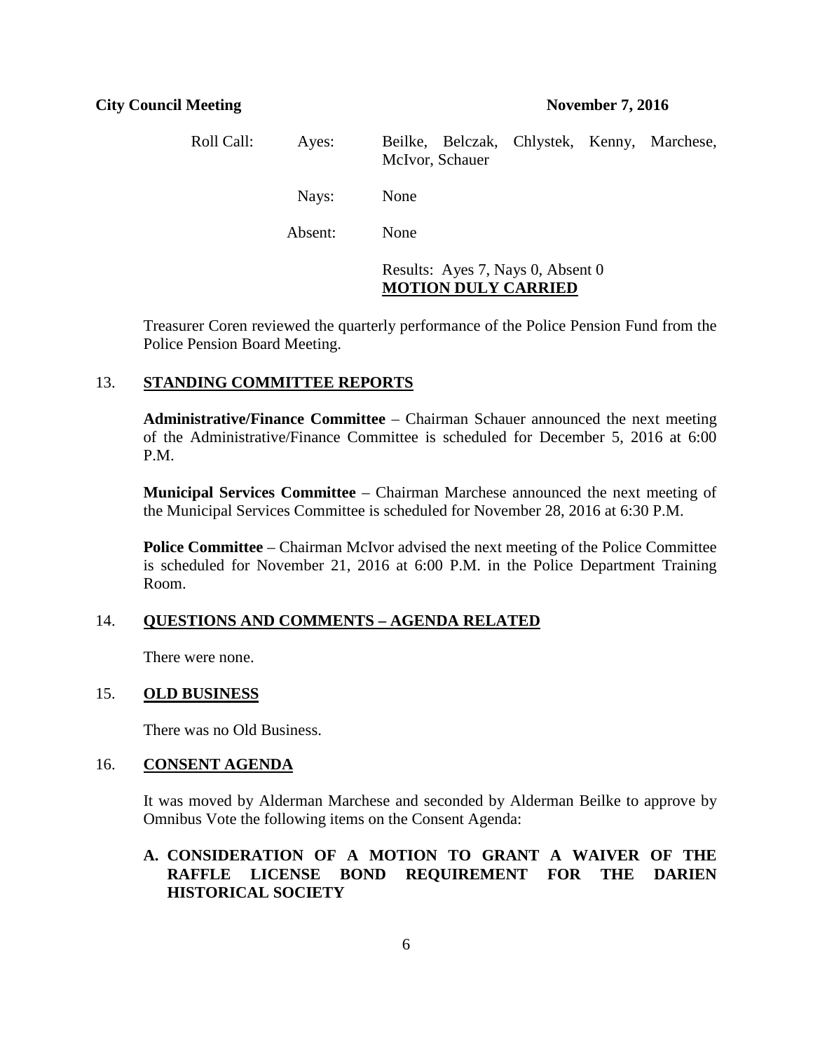Roll Call: Ayes: Beilke, Belczak, Chlystek, Kenny, Marchese, McIvor, Schauer

Nays: None

Absent: None

Results: Ayes 7, Nays 0, Absent 0
**MOTION DULY CARRIED**

Treasurer Coren reviewed the quarterly performance of the Police Pension Fund from the Police Pension Board Meeting.

## 13. STANDING COMMITTEE REPORTS

**Administrative/Finance Committee** – Chairman Schauer announced the next meeting of the Administrative/Finance Committee is scheduled for December 5, 2016 at 6:00 P.M.

**Municipal Services Committee** – Chairman Marchese announced the next meeting of the Municipal Services Committee is scheduled for November 28, 2016 at 6:30 P.M.

**Police Committee** – Chairman McIvor advised the next meeting of the Police Committee is scheduled for November 21, 2016 at 6:00 P.M. in the Police Department Training Room.

## 14. QUESTIONS AND COMMENTS – AGENDA RELATED

There were none.

## 15. OLD BUSINESS

There was no Old Business.

## 16. CONSENT AGENDA

It was moved by Alderman Marchese and seconded by Alderman Beilke to approve by Omnibus Vote the following items on the Consent Agenda:

**A. CONSIDERATION OF A MOTION TO GRANT A WAIVER OF THE RAFFLE LICENSE BOND REQUIREMENT FOR THE DARIEN HISTORICAL SOCIETY**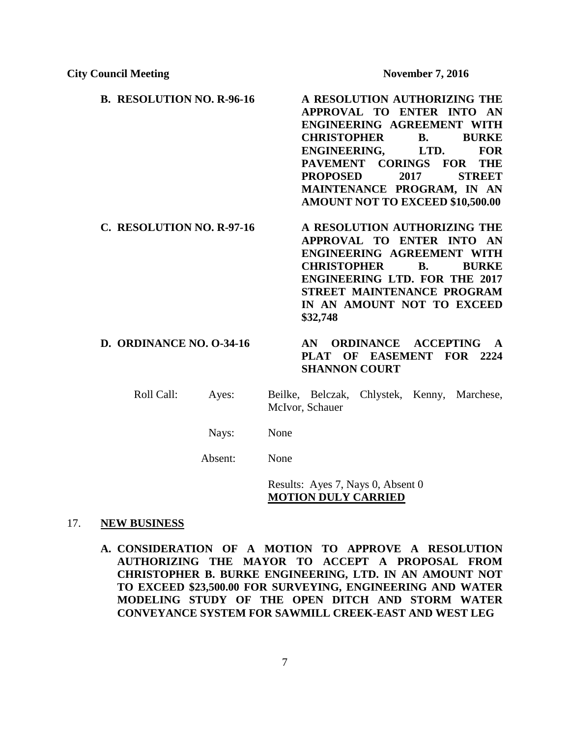**B. RESOLUTION NO. R-96-16** — **A RESOLUTION AUTHORIZING THE APPROVAL TO ENTER INTO AN ENGINEERING AGREEMENT WITH CHRISTOPHER B. BURKE ENGINEERING, LTD. FOR PAVEMENT CORINGS FOR THE PROPOSED 2017 STREET MAINTENANCE PROGRAM, IN AN AMOUNT NOT TO EXCEED $10,500.00**

**C. RESOLUTION NO. R-97-16** — **A RESOLUTION AUTHORIZING THE APPROVAL TO ENTER INTO AN ENGINEERING AGREEMENT WITH CHRISTOPHER B. BURKE ENGINEERING LTD. FOR THE 2017 STREET MAINTENANCE PROGRAM IN AN AMOUNT NOT TO EXCEED $32,748**

**D. ORDINANCE NO. O-34-16** — **AN ORDINANCE ACCEPTING A PLAT OF EASEMENT FOR 2224 SHANNON COURT**

Roll Call:

Ayes: Beilke, Belczak, Chlystek, Kenny, Marchese, McIvor, Schauer

Nays: None

Absent: None

Results: Ayes 7, Nays 0, Absent 0
**MOTION DULY CARRIED**

17. **NEW BUSINESS**

**A. CONSIDERATION OF A MOTION TO APPROVE A RESOLUTION AUTHORIZING THE MAYOR TO ACCEPT A PROPOSAL FROM CHRISTOPHER B. BURKE ENGINEERING, LTD. IN AN AMOUNT NOT TO EXCEED $23,500.00 FOR SURVEYING, ENGINEERING AND WATER MODELING STUDY OF THE OPEN DITCH AND STORM WATER CONVEYANCE SYSTEM FOR SAWMILL CREEK-EAST AND WEST LEG**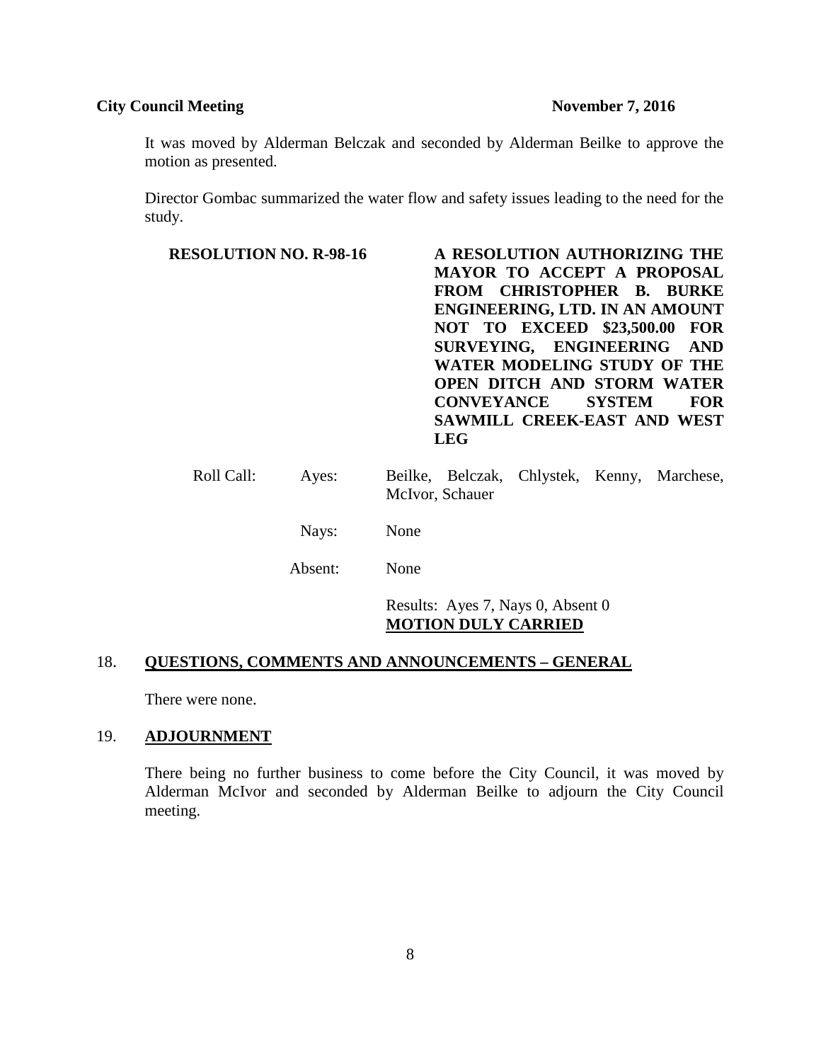It was moved by Alderman Belczak and seconded by Alderman Beilke to approve the motion as presented.

Director Gombac summarized the water flow and safety issues leading to the need for the study.

**RESOLUTION NO. R-98-16** — **A RESOLUTION AUTHORIZING THE MAYOR TO ACCEPT A PROPOSAL FROM CHRISTOPHER B. BURKE ENGINEERING, LTD. IN AN AMOUNT NOT TO EXCEED $23,500.00 FOR SURVEYING, ENGINEERING AND WATER MODELING STUDY OF THE OPEN DITCH AND STORM WATER CONVEYANCE SYSTEM FOR SAWMILL CREEK-EAST AND WEST LEG**

| Roll Call: | Ayes: | Beilke, Belczak, Chlystek, Kenny, Marchese, McIvor, Schauer |
|---|---|---|
| | Nays: | None |
| | Absent: | None |

Results: Ayes 7, Nays 0, Absent 0
**MOTION DULY CARRIED**

## 18. QUESTIONS, COMMENTS AND ANNOUNCEMENTS – GENERAL

There were none.

## 19. ADJOURNMENT

There being no further business to come before the City Council, it was moved by Alderman McIvor and seconded by Alderman Beilke to adjourn the City Council meeting.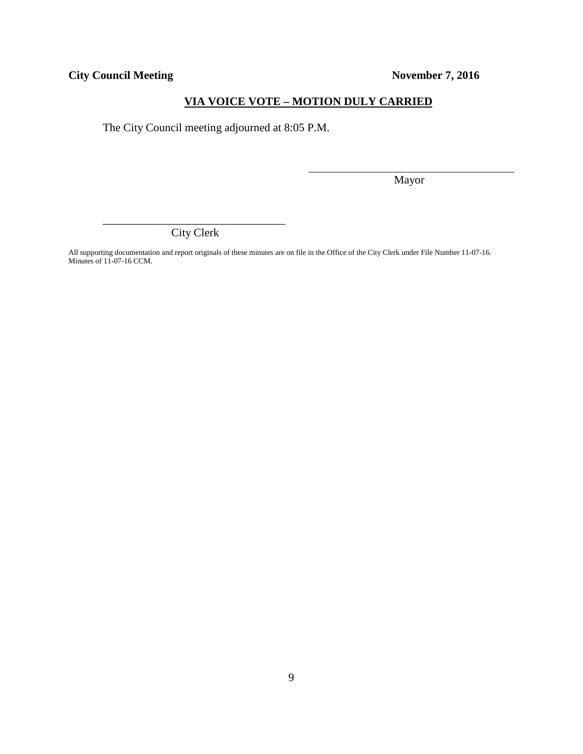**VIA VOICE VOTE – MOTION DULY CARRIED**

The City Council meeting adjourned at 8:05 P.M.

\_\_\_\_\_\_\_\_\_\_\_\_\_\_\_\_\_\_\_\_\_\_\_\_\_\_\_\_\_\_\_\_\_\_\_\_
Mayor

\_\_\_\_\_\_\_\_\_\_\_\_\_\_\_\_\_\_\_\_\_\_\_\_\_\_\_\_\_\_\_\_\_\_\_\_
City Clerk

All supporting documentation and report originals of these minutes are on file in the Office of the City Clerk under File Number 11-07-16. Minutes of 11-07-16 CCM.